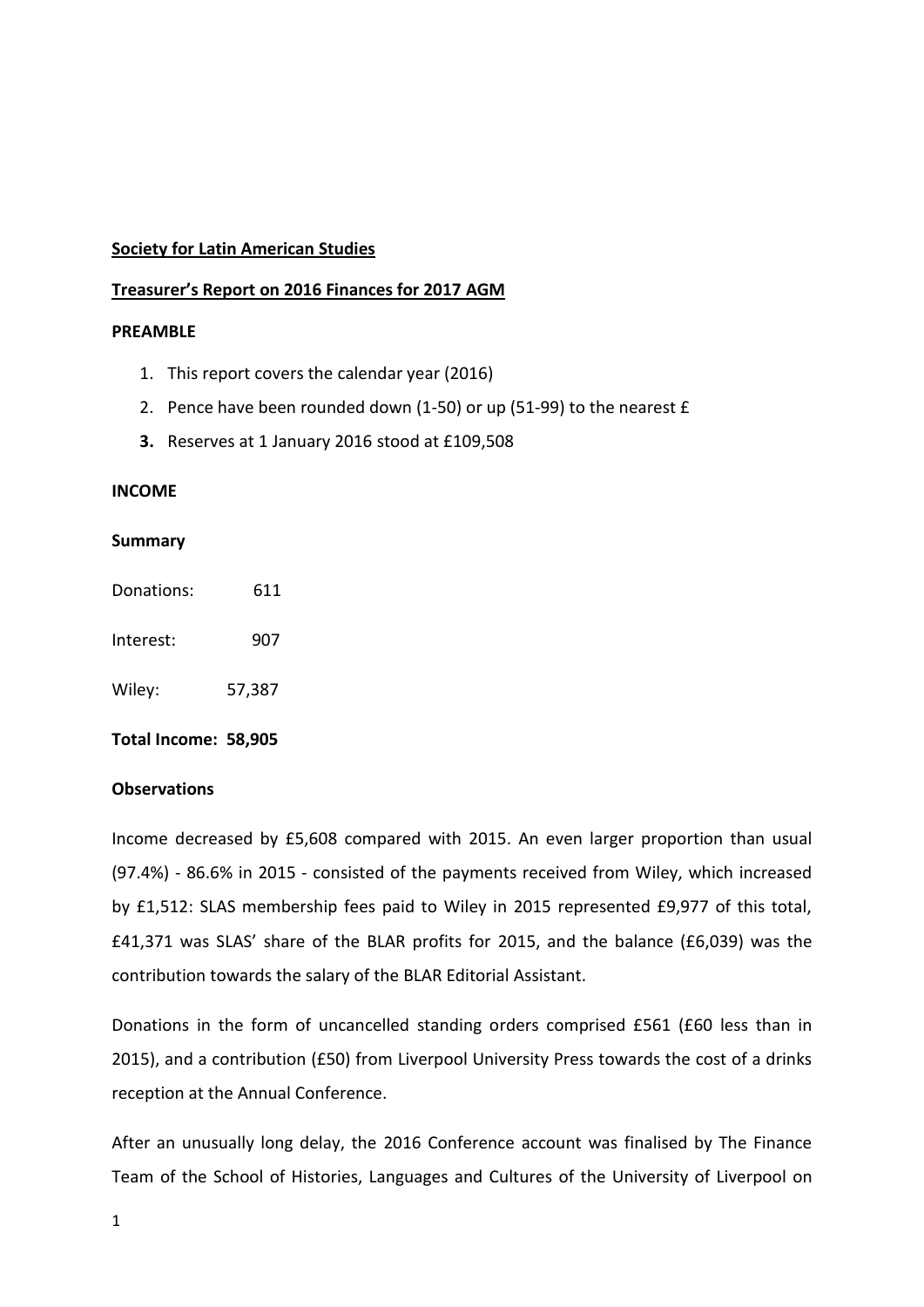**Society for Latin American Studies**

**Treasurer's Report on 2016 Finances for 2017 AGM**

**PREAMBLE**

1. This report covers the calendar year (2016)
2. Pence have been rounded down (1-50) or up (51-99) to the nearest £
3. **3.** Reserves at 1 January 2016 stood at £109,508

**INCOME**

**Summary**

Donations: 611

Interest: 907

Wiley: 57,387

**Total Income: 58,905**

**Observations**

Income decreased by £5,608 compared with 2015. An even larger proportion than usual (97.4%) - 86.6% in 2015 - consisted of the payments received from Wiley, which increased by £1,512: SLAS membership fees paid to Wiley in 2015 represented £9,977 of this total, £41,371 was SLAS' share of the BLAR profits for 2015, and the balance (£6,039) was the contribution towards the salary of the BLAR Editorial Assistant.

Donations in the form of uncancelled standing orders comprised £561 (£60 less than in 2015), and a contribution (£50) from Liverpool University Press towards the cost of a drinks reception at the Annual Conference.

After an unusually long delay, the 2016 Conference account was finalised by The Finance Team of the School of Histories, Languages and Cultures of the University of Liverpool on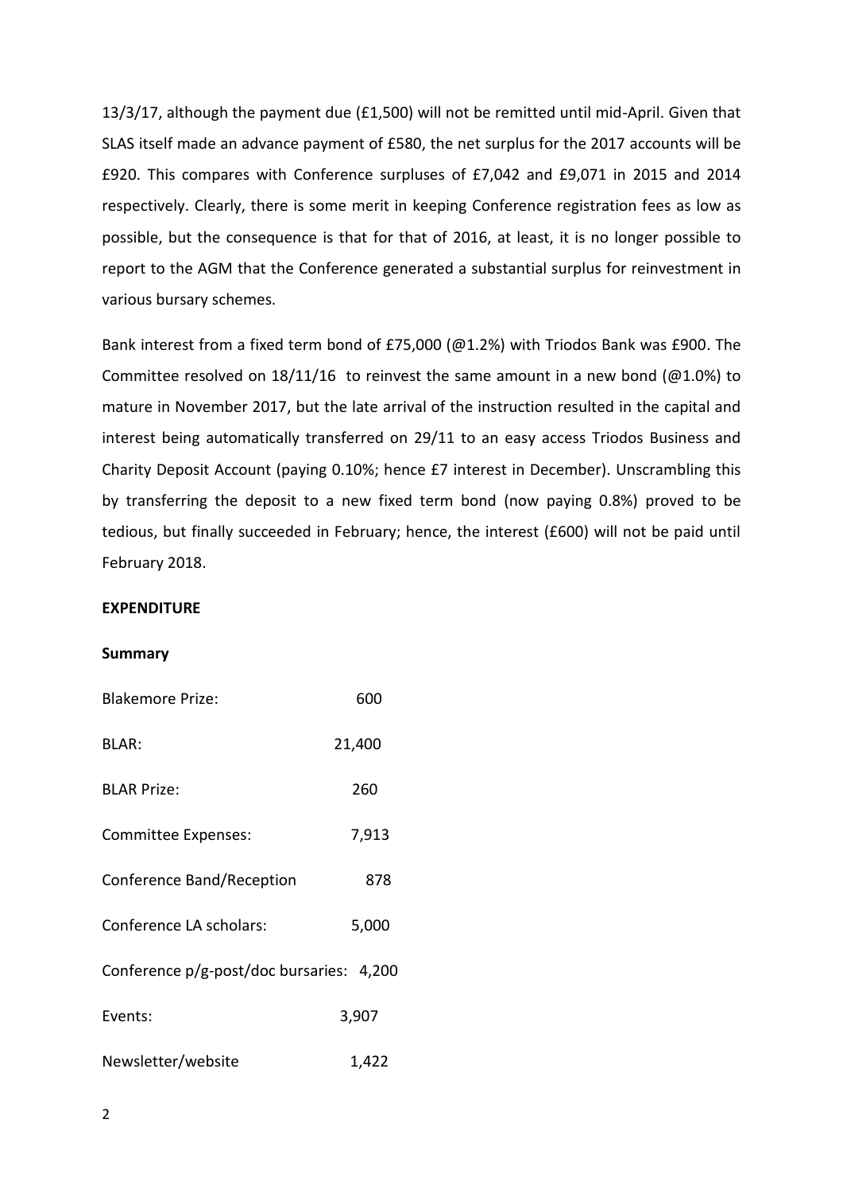13/3/17, although the payment due (£1,500) will not be remitted until mid-April. Given that SLAS itself made an advance payment of £580, the net surplus for the 2017 accounts will be £920. This compares with Conference surpluses of £7,042 and £9,071 in 2015 and 2014 respectively. Clearly, there is some merit in keeping Conference registration fees as low as possible, but the consequence is that for that of 2016, at least, it is no longer possible to report to the AGM that the Conference generated a substantial surplus for reinvestment in various bursary schemes.

Bank interest from a fixed term bond of £75,000 (@1.2%) with Triodos Bank was £900. The Committee resolved on 18/11/16 to reinvest the same amount in a new bond (@1.0%) to mature in November 2017, but the late arrival of the instruction resulted in the capital and interest being automatically transferred on 29/11 to an easy access Triodos Business and Charity Deposit Account (paying 0.10%; hence £7 interest in December). Unscrambling this by transferring the deposit to a new fixed term bond (now paying 0.8%) proved to be tedious, but finally succeeded in February; hence, the interest (£600) will not be paid until February 2018.

**EXPENDITURE**

**Summary**

| | |
|---|---|
| Blakemore Prize: | 600 |
| BLAR: | 21,400 |
| BLAR Prize: | 260 |
| Committee Expenses: | 7,913 |
| Conference Band/Reception | 878 |
| Conference LA scholars: | 5,000 |
| Conference p/g-post/doc bursaries: | 4,200 |
| Events: | 3,907 |
| Newsletter/website | 1,422 |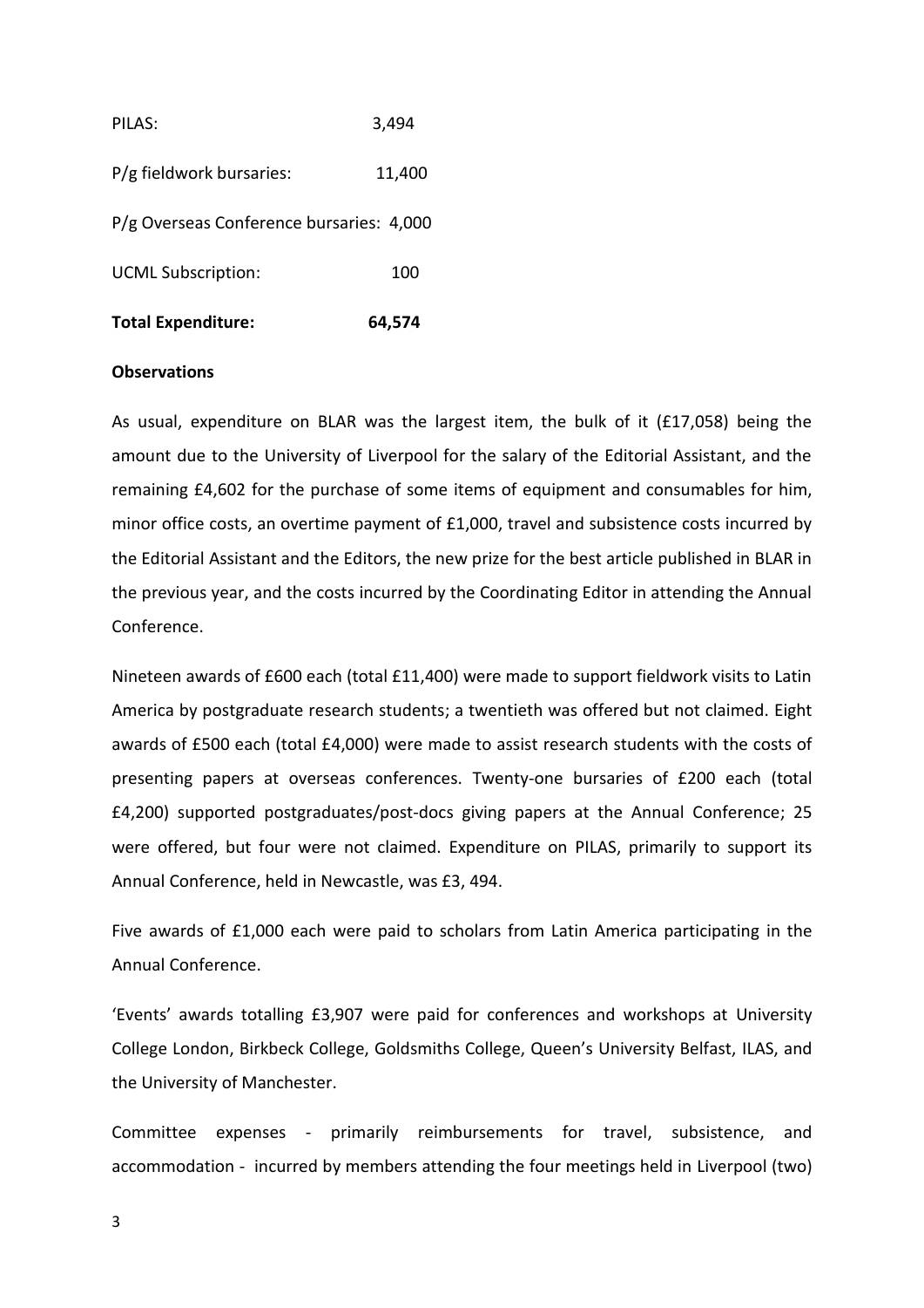| | |
|---|---|
| PILAS: | 3,494 |
| P/g fieldwork bursaries: | 11,400 |
| P/g Overseas Conference bursaries: | 4,000 |
| UCML Subscription: | 100 |
| **Total Expenditure:** | **64,574** |

**Observations**

As usual, expenditure on BLAR was the largest item, the bulk of it (£17,058) being the amount due to the University of Liverpool for the salary of the Editorial Assistant, and the remaining £4,602 for the purchase of some items of equipment and consumables for him, minor office costs, an overtime payment of £1,000, travel and subsistence costs incurred by the Editorial Assistant and the Editors, the new prize for the best article published in BLAR in the previous year, and the costs incurred by the Coordinating Editor in attending the Annual Conference.

Nineteen awards of £600 each (total £11,400) were made to support fieldwork visits to Latin America by postgraduate research students; a twentieth was offered but not claimed. Eight awards of £500 each (total £4,000) were made to assist research students with the costs of presenting papers at overseas conferences. Twenty-one bursaries of £200 each (total £4,200) supported postgraduates/post-docs giving papers at the Annual Conference; 25 were offered, but four were not claimed. Expenditure on PILAS, primarily to support its Annual Conference, held in Newcastle, was £3, 494.

Five awards of £1,000 each were paid to scholars from Latin America participating in the Annual Conference.

'Events' awards totalling £3,907 were paid for conferences and workshops at University College London, Birkbeck College, Goldsmiths College, Queen's University Belfast, ILAS, and the University of Manchester.

Committee expenses - primarily reimbursements for travel, subsistence, and accommodation - incurred by members attending the four meetings held in Liverpool (two)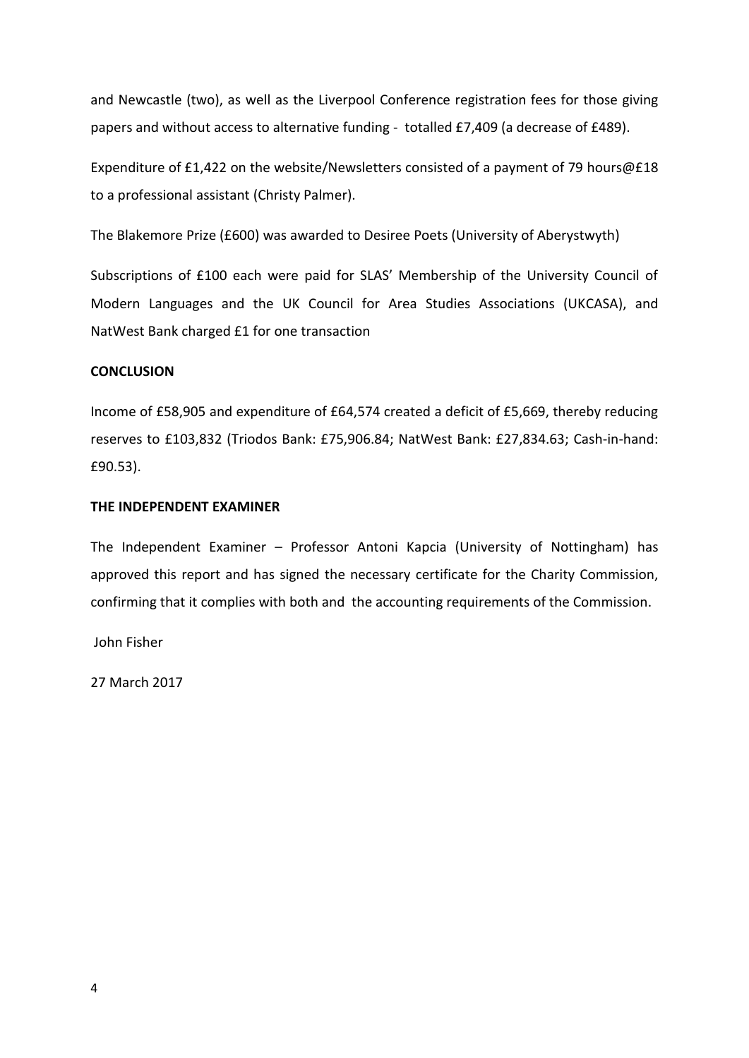and Newcastle (two), as well as the Liverpool Conference registration fees for those giving papers and without access to alternative funding - totalled £7,409 (a decrease of £489).

Expenditure of £1,422 on the website/Newsletters consisted of a payment of 79 hours@£18 to a professional assistant (Christy Palmer).

The Blakemore Prize (£600) was awarded to Desiree Poets (University of Aberystwyth)

Subscriptions of £100 each were paid for SLAS' Membership of the University Council of Modern Languages and the UK Council for Area Studies Associations (UKCASA), and NatWest Bank charged £1 for one transaction

**CONCLUSION**

Income of £58,905 and expenditure of £64,574 created a deficit of £5,669, thereby reducing reserves to £103,832 (Triodos Bank: £75,906.84; NatWest Bank: £27,834.63; Cash-in-hand: £90.53).

**THE INDEPENDENT EXAMINER**

The Independent Examiner – Professor Antoni Kapcia (University of Nottingham) has approved this report and has signed the necessary certificate for the Charity Commission, confirming that it complies with both and the accounting requirements of the Commission.

John Fisher

27 March 2017